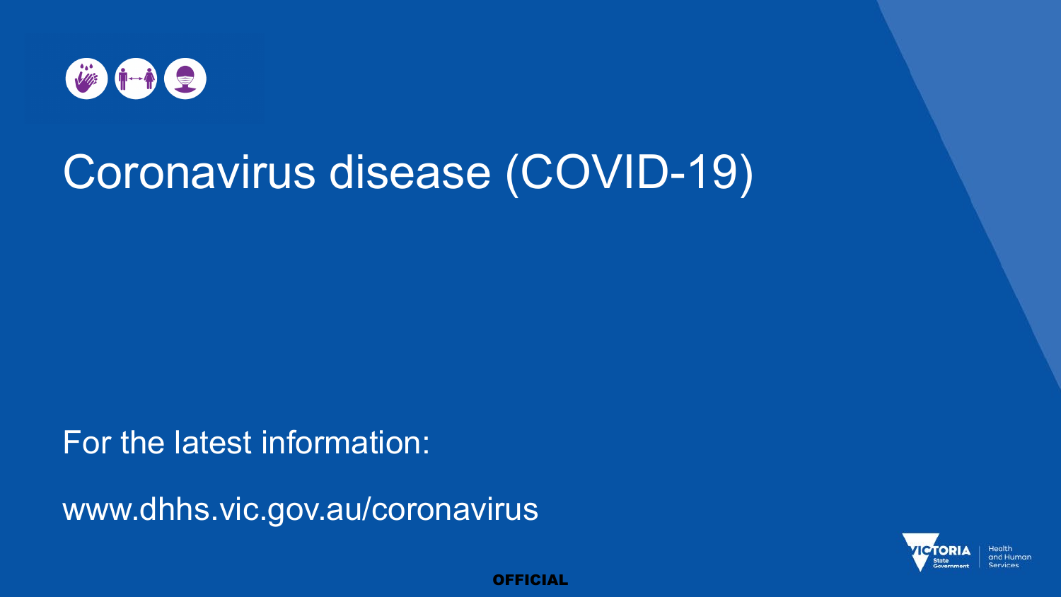# Coronavirus disease (COVID-19)

For the latest information:

www.dhhs.vic.gov.au/coronavirus

OFFICIAL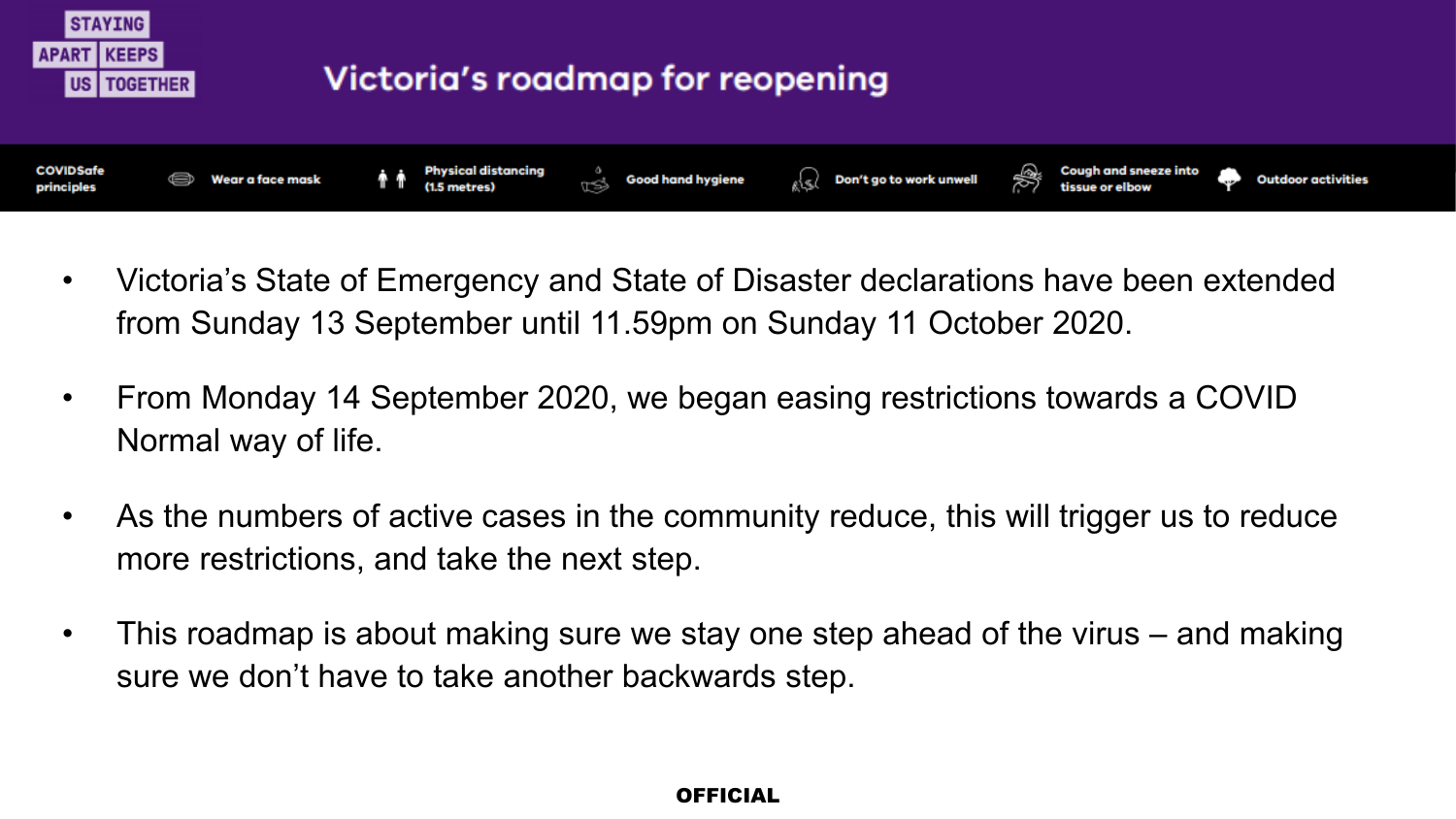STAYING APART KEEPS US TOGETHER

# Victoria's roadmap for reopening

COVIDSafe principles | Wear a face mask | Physical distancing (1.5 metres) | Good hand hygiene | Don't go to work unwell | Cough and sneeze into tissue or elbow | Outdoor activities

- Victoria's State of Emergency and State of Disaster declarations have been extended from Sunday 13 September until 11.59pm on Sunday 11 October 2020.
- From Monday 14 September 2020, we began easing restrictions towards a COVID Normal way of life.
- As the numbers of active cases in the community reduce, this will trigger us to reduce more restrictions, and take the next step.
- This roadmap is about making sure we stay one step ahead of the virus – and making sure we don't have to take another backwards step.

**OFFICIAL**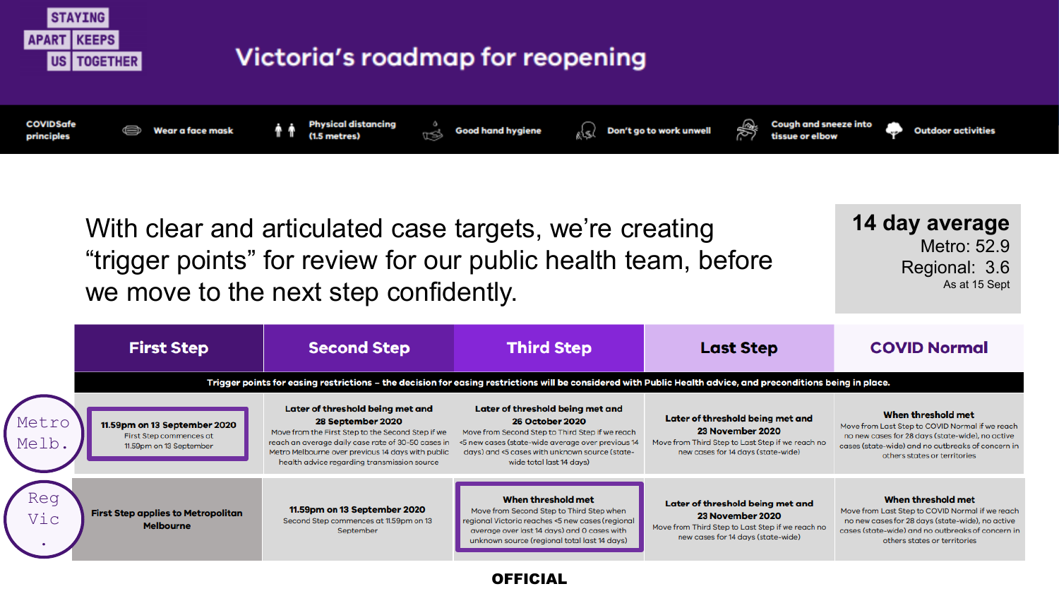STAYING APART KEEPS US TOGETHER

# Victoria's roadmap for reopening

COVIDSafe principles: Wear a face mask | Physical distancing (1.5 metres) | Good hand hygiene | Don't go to work unwell | Cough and sneeze into tissue or elbow | Outdoor activities

With clear and articulated case targets, we're creating "trigger points" for review for our public health team, before we move to the next step confidently.

**14 day average**
Metro: 52.9
Regional: 3.6
As at 15 Sept

| | First Step | Second Step | Third Step | Last Step | COVID Normal |
|---|---|---|---|---|---|
| | **Trigger points for easing restrictions – the decision for easing restrictions will be considered with Public Health advice, and preconditions being in place.** | | | | |
| Metro Melb. | **11.59pm on 13 September 2020** First Step commences at 11.59pm on 13 September | **Later of threshold being met and 28 September 2020** Move from the First Step to the Second Step if we reach an average daily case rate of 30-50 cases in Metro Melbourne over previous 14 days with public health advice regarding transmission source | **Later of threshold being met and 26 October 2020** Move from Second Step to Third Step if we reach <5 new cases (state-wide average over previous 14 days) and <5 cases with unknown source (state-wide total last 14 days) | **Later of threshold being met and 23 November 2020** Move from Third Step to Last Step if we reach no new cases for 14 days (state-wide) | **When threshold met** Move from Last Step to COVID Normal if we reach no new cases for 28 days (state-wide), no active cases (state-wide) and no outbreaks of concern in others states or territories |
| Reg Vic. | **First Step applies to Metropolitan Melbourne** | **11.59pm on 13 September 2020** Second Step commences at 11.59pm on 13 September | **When threshold met** Move from Second Step to Third Step when regional Victoria reaches <5 new cases (regional average over last 14 days) and 0 cases with unknown source (regional total last 14 days) | **Later of threshold being met and 23 November 2020** Move from Third Step to Last Step if we reach no new cases for 14 days (state-wide) | **When threshold met** Move from Last Step to COVID Normal if we reach no new cases for 28 days (state-wide), no active cases (state-wide) and no outbreaks of concern in others states or territories |

**OFFICIAL**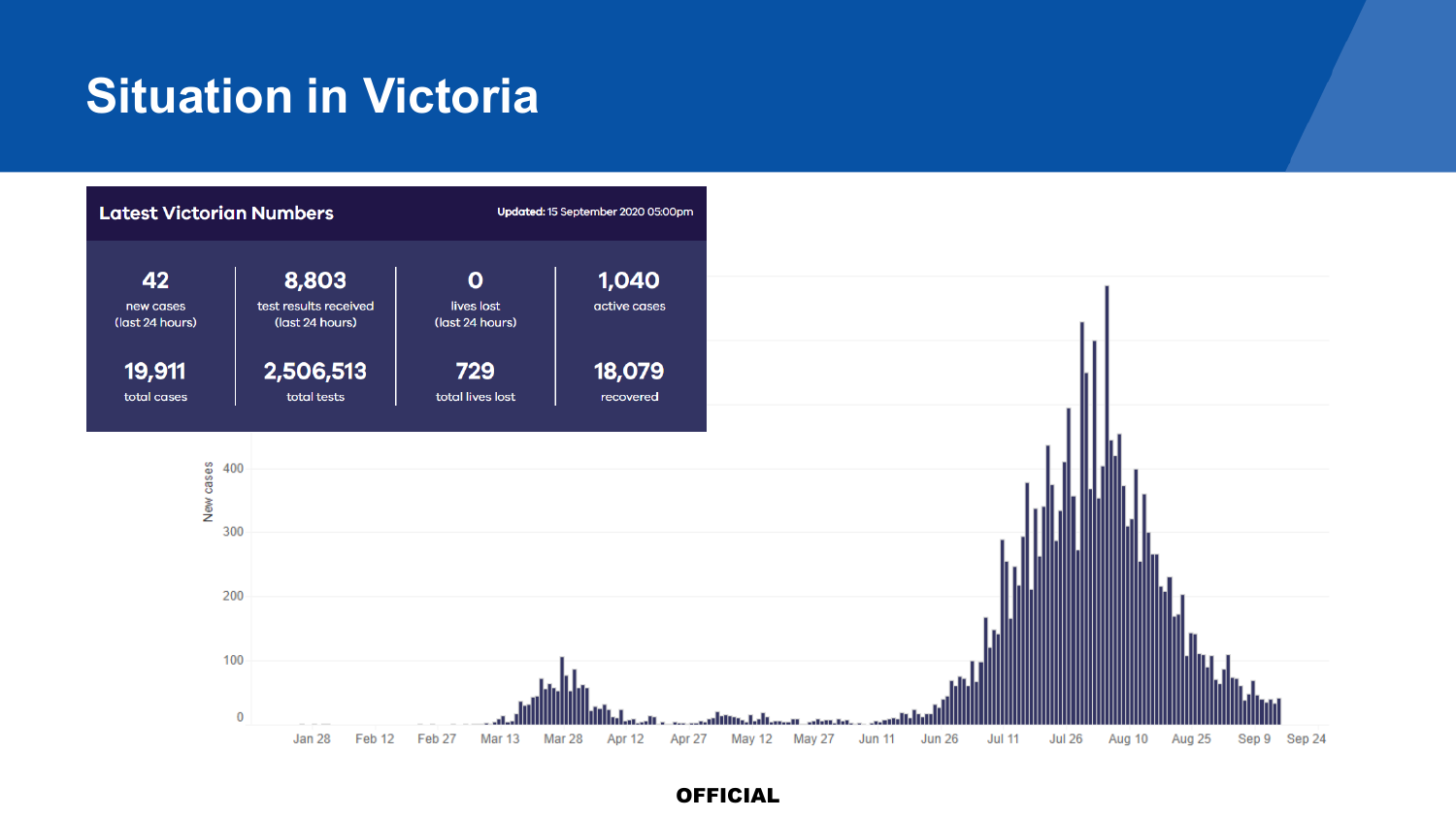# Situation in Victoria

## Latest Victorian Numbers

**Updated:** 15 September 2020 05:00pm

| | | | |
|---|---|---|---|
| **42** new cases (last 24 hours) | **8,803** test results received (last 24 hours) | **0** lives lost (last 24 hours) | **1,040** active cases |
| **19,911** total cases | **2,506,513** total tests | **729** total lives lost | **18,079** recovered |

New cases

400
300
200
100
0

Jan 28 Feb 12 Feb 27 Mar 13 Mar 28 Apr 12 Apr 27 May 12 May 27 Jun 11 Jun 26 Jul 11 Jul 26 Aug 10 Aug 25 Sep 9 Sep 24

OFFICIAL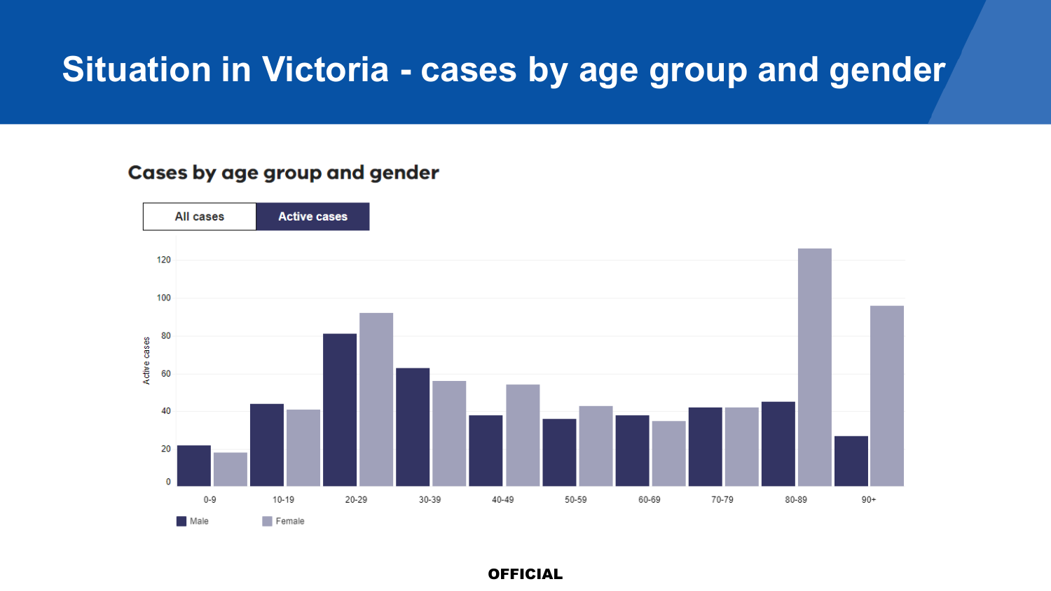# Situation in Victoria - cases by age group and gender

## Cases by age group and gender

All cases | Active cases

Active cases

120
100
80
60
40
20
0

0-9 | 10-19 | 20-29 | 30-39 | 40-49 | 50-59 | 60-69 | 70-79 | 80-89 | 90+

Male | Female

**OFFICIAL**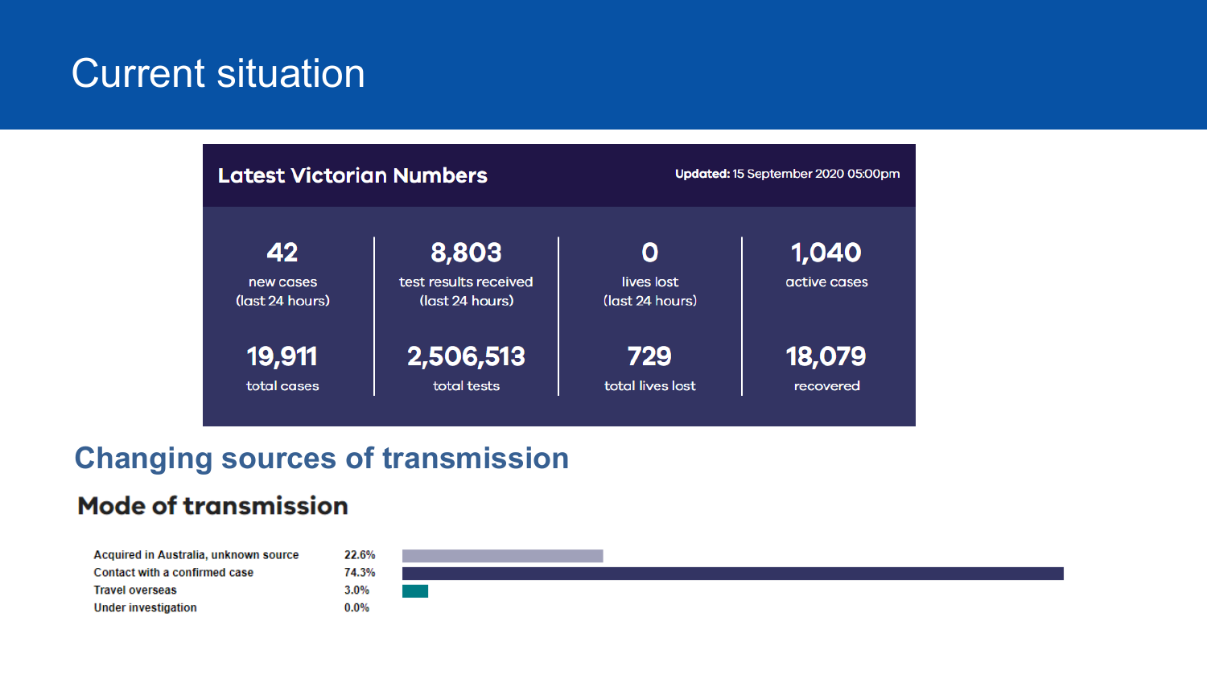# Current situation

## Latest Victorian Numbers

**Updated:** 15 September 2020 05:00pm

| 42 | 8,803 | 0 | 1,040 |
|---|---|---|---|
| new cases (last 24 hours) | test results received (last 24 hours) | lives lost (last 24 hours) | active cases |
| **19,911** | **2,506,513** | **729** | **18,079** |
| total cases | total tests | total lives lost | recovered |

## Changing sources of transmission

### Mode of transmission

| Mode | Percentage |
|---|---|
| Acquired in Australia, unknown source | 22.6% |
| Contact with a confirmed case | 74.3% |
| Travel overseas | 3.0% |
| Under investigation | 0.0% |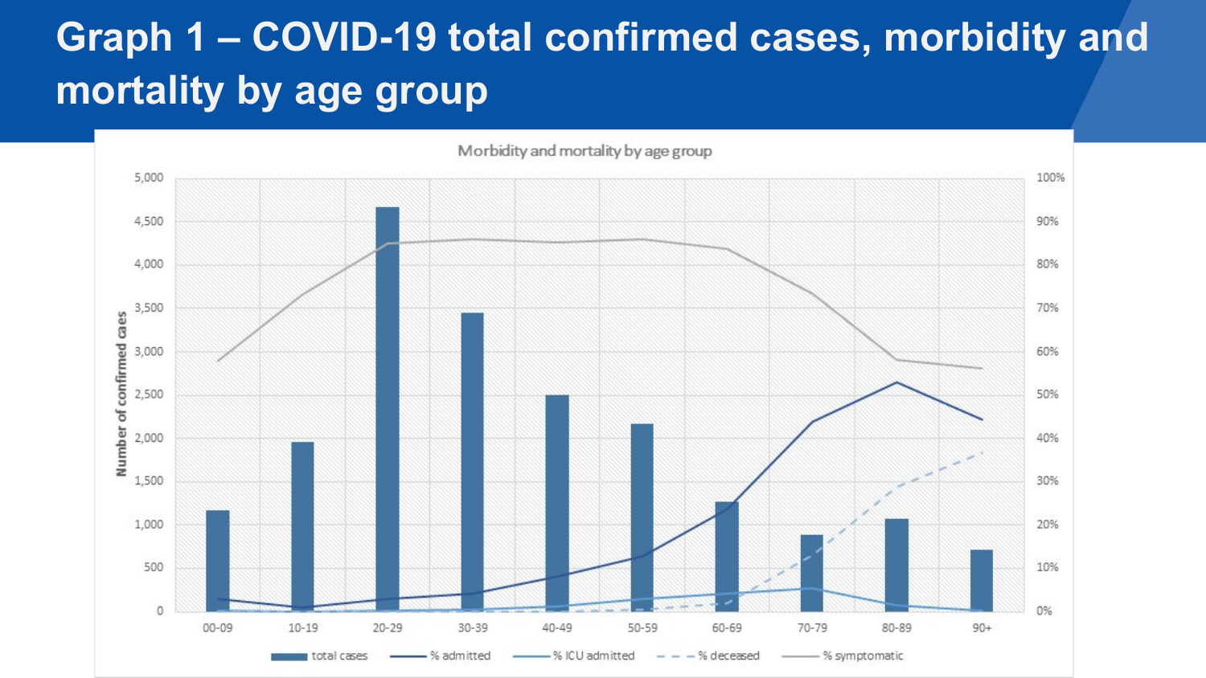# Graph 1 – COVID-19 total confirmed cases, morbidity and mortality by age group

Morbidity and mortality by age group

Number of confirmed cases: 0, 500, 1,000, 1,500, 2,000, 2,500, 3,000, 3,500, 4,000, 4,500, 5,000

Percentage axis: 0%, 10%, 20%, 30%, 40%, 50%, 60%, 70%, 80%, 90%, 100%

Age groups: 00-09, 10-19, 20-29, 30-39, 40-49, 50-59, 60-69, 70-79, 80-89, 90+

Legend: total cases, % admitted, % ICU admitted, % deceased, % symptomatic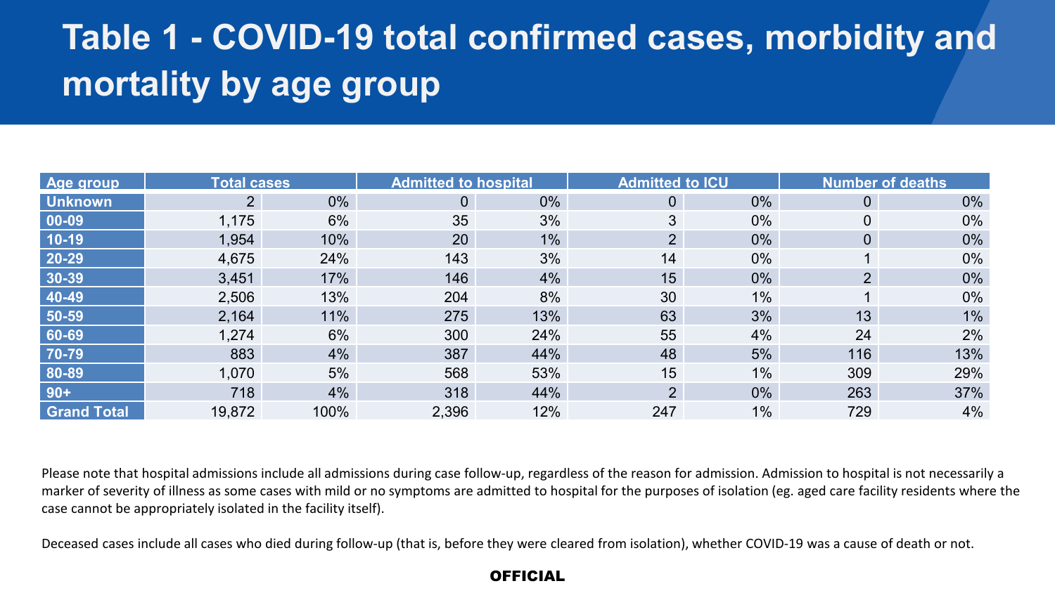# Table 1 - COVID-19 total confirmed cases, morbidity and mortality by age group

| Age group | Total cases | | Admitted to hospital | | Admitted to ICU | | Number of deaths | |
|---|---|---|---|---|---|---|---|---|
| Unknown | 2 | 0% | 0 | 0% | 0 | 0% | 0 | 0% |
| 00-09 | 1,175 | 6% | 35 | 3% | 3 | 0% | 0 | 0% |
| 10-19 | 1,954 | 10% | 20 | 1% | 2 | 0% | 0 | 0% |
| 20-29 | 4,675 | 24% | 143 | 3% | 14 | 0% | 1 | 0% |
| 30-39 | 3,451 | 17% | 146 | 4% | 15 | 0% | 2 | 0% |
| 40-49 | 2,506 | 13% | 204 | 8% | 30 | 1% | 1 | 0% |
| 50-59 | 2,164 | 11% | 275 | 13% | 63 | 3% | 13 | 1% |
| 60-69 | 1,274 | 6% | 300 | 24% | 55 | 4% | 24 | 2% |
| 70-79 | 883 | 4% | 387 | 44% | 48 | 5% | 116 | 13% |
| 80-89 | 1,070 | 5% | 568 | 53% | 15 | 1% | 309 | 29% |
| 90+ | 718 | 4% | 318 | 44% | 2 | 0% | 263 | 37% |
| Grand Total | 19,872 | 100% | 2,396 | 12% | 247 | 1% | 729 | 4% |

Please note that hospital admissions include all admissions during case follow-up, regardless of the reason for admission. Admission to hospital is not necessarily a marker of severity of illness as some cases with mild or no symptoms are admitted to hospital for the purposes of isolation (eg. aged care facility residents where the case cannot be appropriately isolated in the facility itself).

Deceased cases include all cases who died during follow-up (that is, before they were cleared from isolation), whether COVID-19 was a cause of death or not.

**OFFICIAL**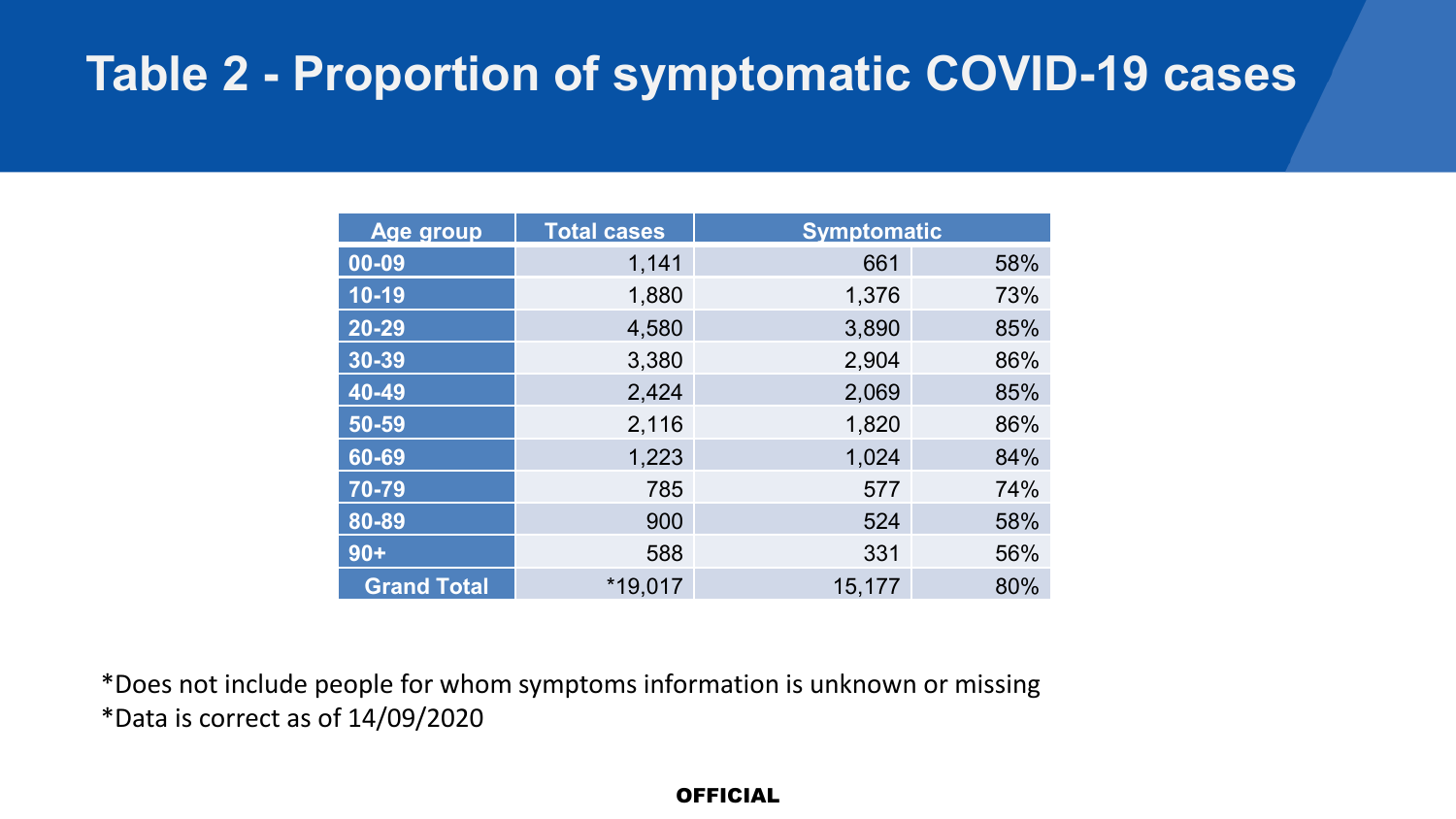# Table 2 - Proportion of symptomatic COVID-19 cases

| Age group | Total cases | Symptomatic | |
|---|---|---|---|
| 00-09 | 1,141 | 661 | 58% |
| 10-19 | 1,880 | 1,376 | 73% |
| 20-29 | 4,580 | 3,890 | 85% |
| 30-39 | 3,380 | 2,904 | 86% |
| 40-49 | 2,424 | 2,069 | 85% |
| 50-59 | 2,116 | 1,820 | 86% |
| 60-69 | 1,223 | 1,024 | 84% |
| 70-79 | 785 | 577 | 74% |
| 80-89 | 900 | 524 | 58% |
| 90+ | 588 | 331 | 56% |
| Grand Total | *19,017 | 15,177 | 80% |

*Does not include people for whom symptoms information is unknown or missing
*Data is correct as of 14/09/2020

OFFICIAL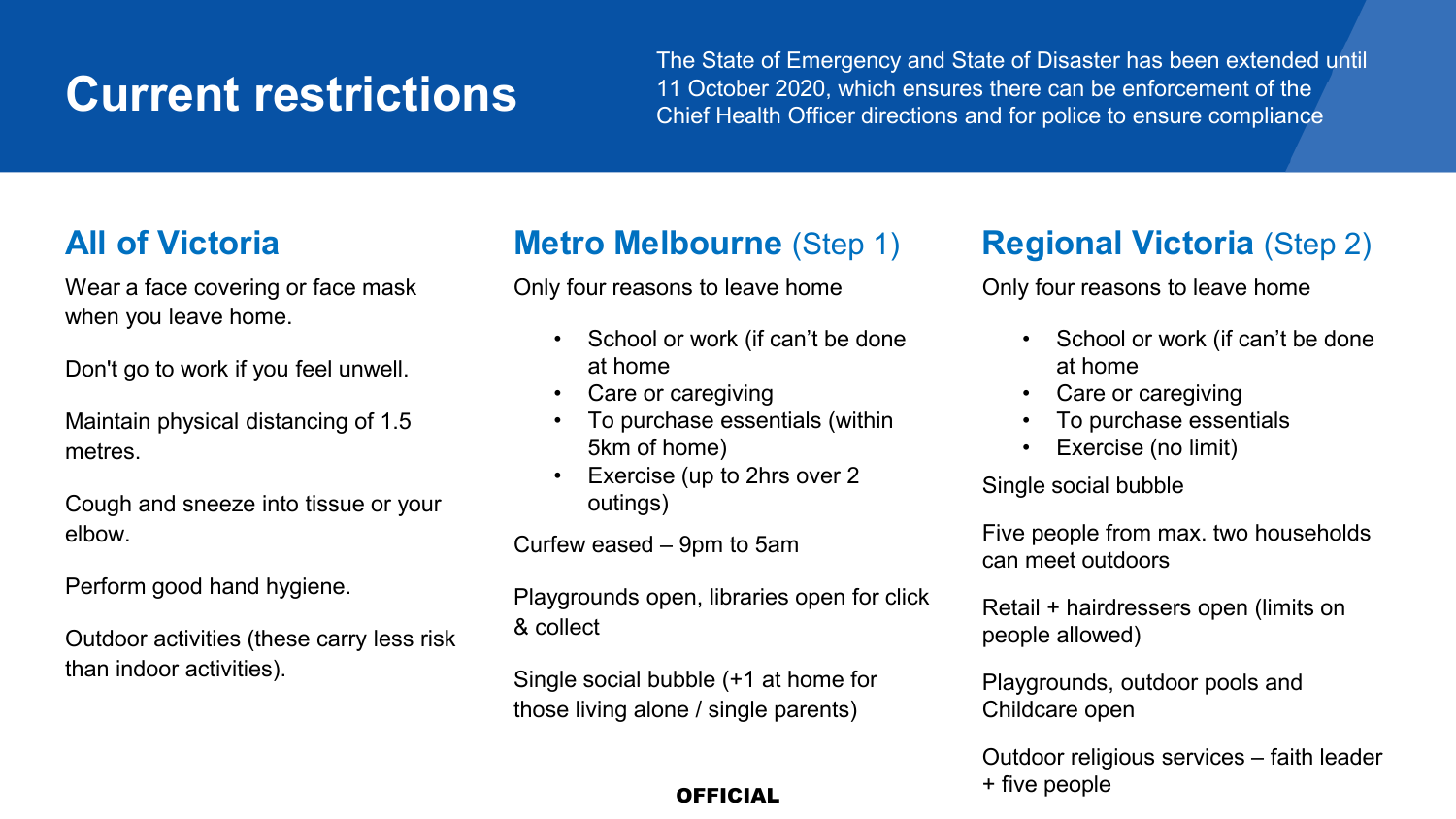# Current restrictions

The State of Emergency and State of Disaster has been extended until 11 October 2020, which ensures there can be enforcement of the Chief Health Officer directions and for police to ensure compliance

## All of Victoria

Wear a face covering or face mask when you leave home.

Don't go to work if you feel unwell.

Maintain physical distancing of 1.5 metres.

Cough and sneeze into tissue or your elbow.

Perform good hand hygiene.

Outdoor activities (these carry less risk than indoor activities).

## Metro Melbourne (Step 1)

Only four reasons to leave home

- School or work (if can't be done at home
- Care or caregiving
- To purchase essentials (within 5km of home)
- Exercise (up to 2hrs over 2 outings)

Curfew eased – 9pm to 5am

Playgrounds open, libraries open for click & collect

Single social bubble (+1 at home for those living alone / single parents)

## Regional Victoria (Step 2)

Only four reasons to leave home

- School or work (if can't be done at home
- Care or caregiving
- To purchase essentials
- Exercise (no limit)

Single social bubble

Five people from max. two households can meet outdoors

Retail + hairdressers open (limits on people allowed)

Playgrounds, outdoor pools and Childcare open

Outdoor religious services – faith leader + five people

**OFFICIAL**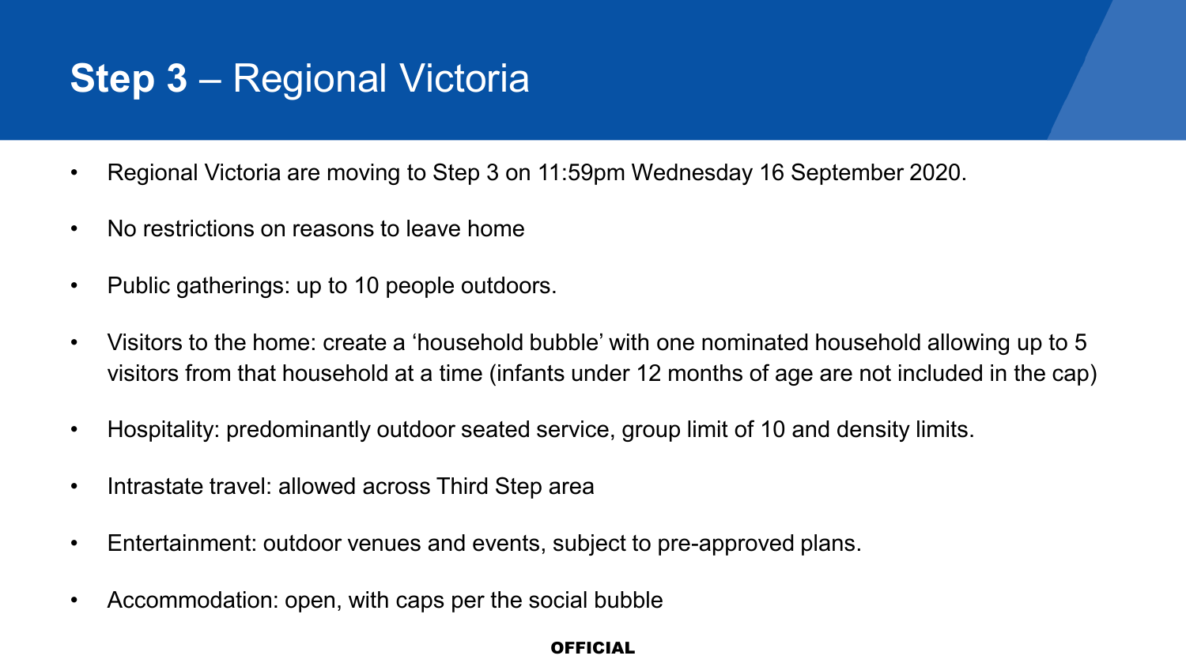# **Step 3** – Regional Victoria

- Regional Victoria are moving to Step 3 on 11:59pm Wednesday 16 September 2020.
- No restrictions on reasons to leave home
- Public gatherings: up to 10 people outdoors.
- Visitors to the home: create a ‘household bubble’ with one nominated household allowing up to 5 visitors from that household at a time (infants under 12 months of age are not included in the cap)
- Hospitality: predominantly outdoor seated service, group limit of 10 and density limits.
- Intrastate travel: allowed across Third Step area
- Entertainment: outdoor venues and events, subject to pre-approved plans.
- Accommodation: open, with caps per the social bubble

**OFFICIAL**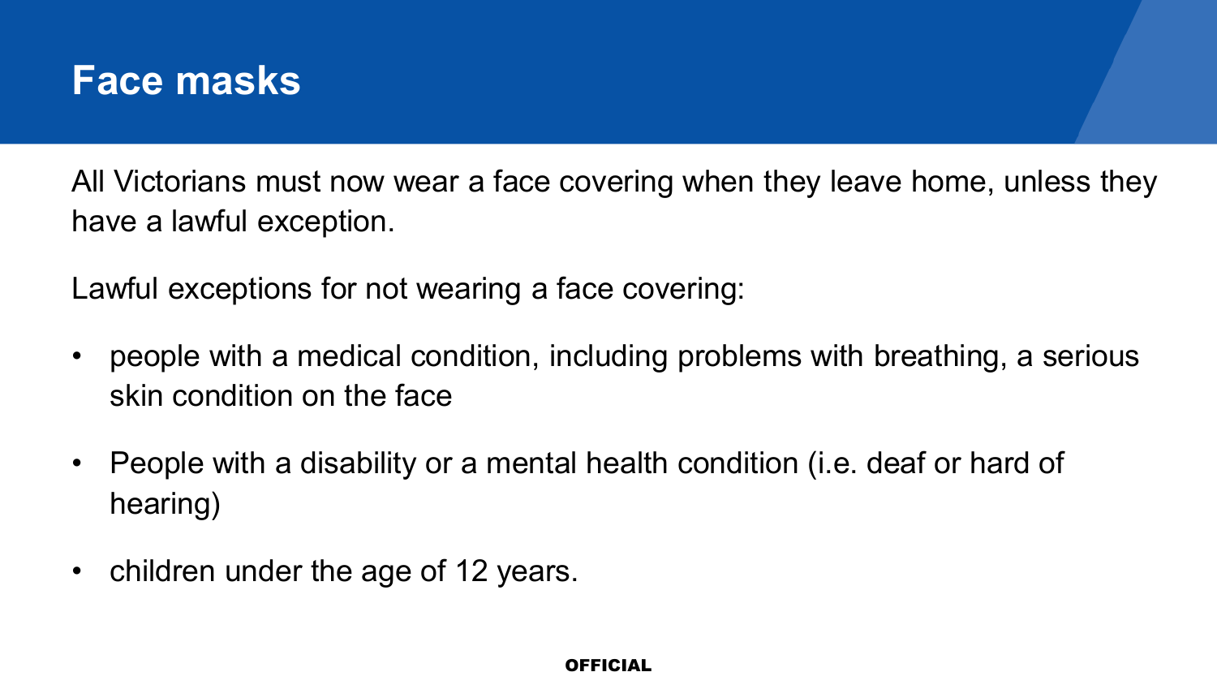# Face masks

All Victorians must now wear a face covering when they leave home, unless they have a lawful exception.

Lawful exceptions for not wearing a face covering:

- people with a medical condition, including problems with breathing, a serious skin condition on the face
- People with a disability or a mental health condition (i.e. deaf or hard of hearing)
- children under the age of 12 years.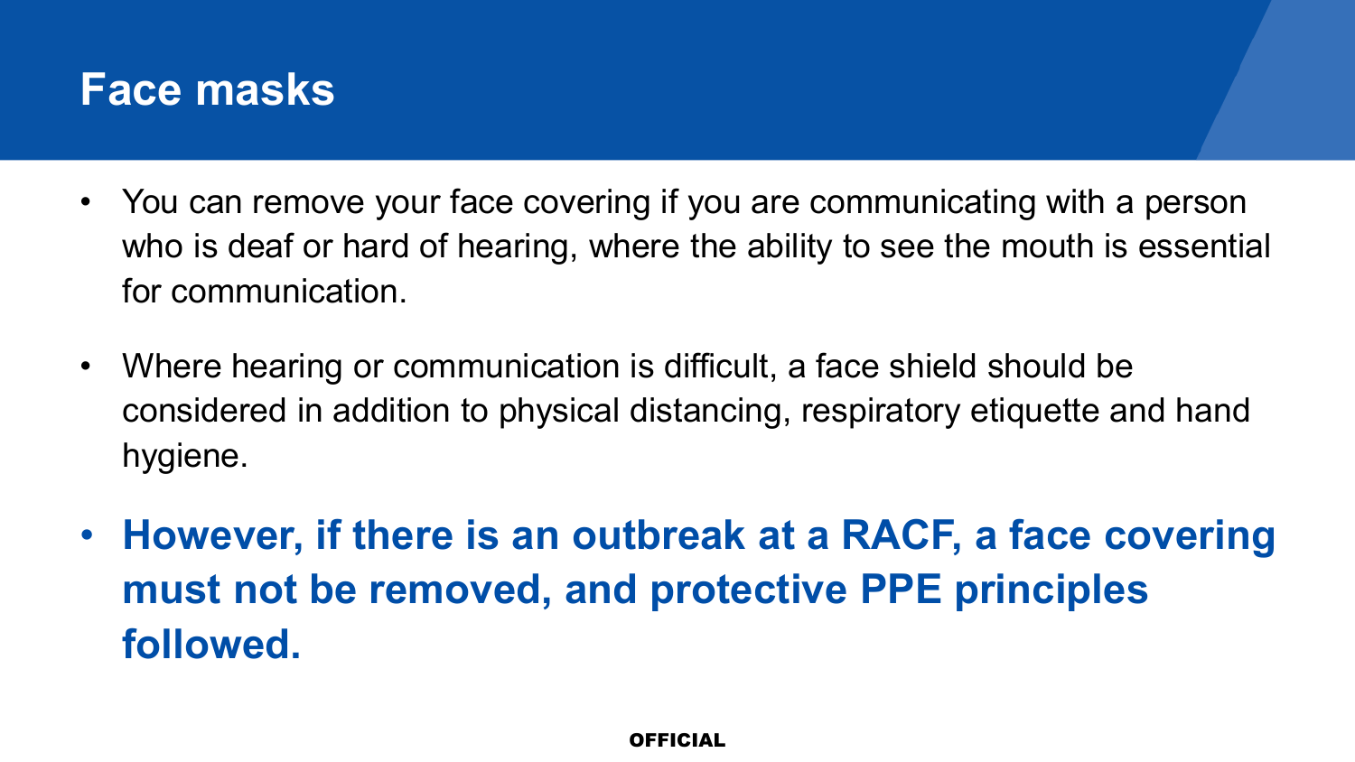# Face masks

- You can remove your face covering if you are communicating with a person who is deaf or hard of hearing, where the ability to see the mouth is essential for communication.
- Where hearing or communication is difficult, a face shield should be considered in addition to physical distancing, respiratory etiquette and hand hygiene.
- **However, if there is an outbreak at a RACF, a face covering must not be removed, and protective PPE principles followed.**

OFFICIAL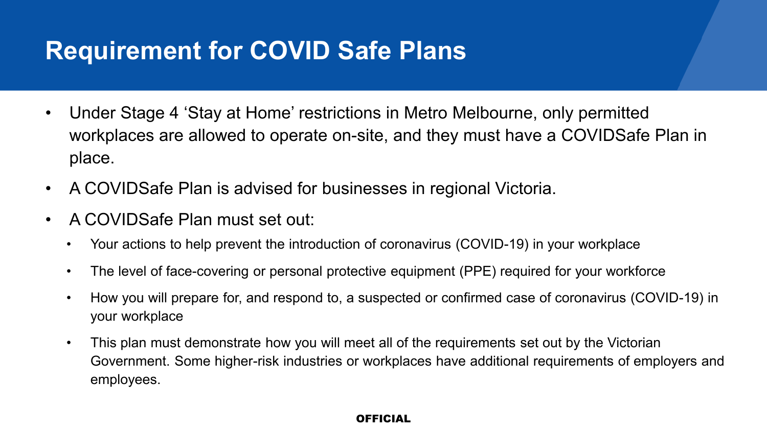# Requirement for COVID Safe Plans

- Under Stage 4 ‘Stay at Home’ restrictions in Metro Melbourne, only permitted workplaces are allowed to operate on-site, and they must have a COVIDSafe Plan in place.
- A COVIDSafe Plan is advised for businesses in regional Victoria.
- A COVIDSafe Plan must set out:
  - Your actions to help prevent the introduction of coronavirus (COVID-19) in your workplace
  - The level of face-covering or personal protective equipment (PPE) required for your workforce
  - How you will prepare for, and respond to, a suspected or confirmed case of coronavirus (COVID-19) in your workplace
  - This plan must demonstrate how you will meet all of the requirements set out by the Victorian Government. Some higher-risk industries or workplaces have additional requirements of employers and employees.

**OFFICIAL**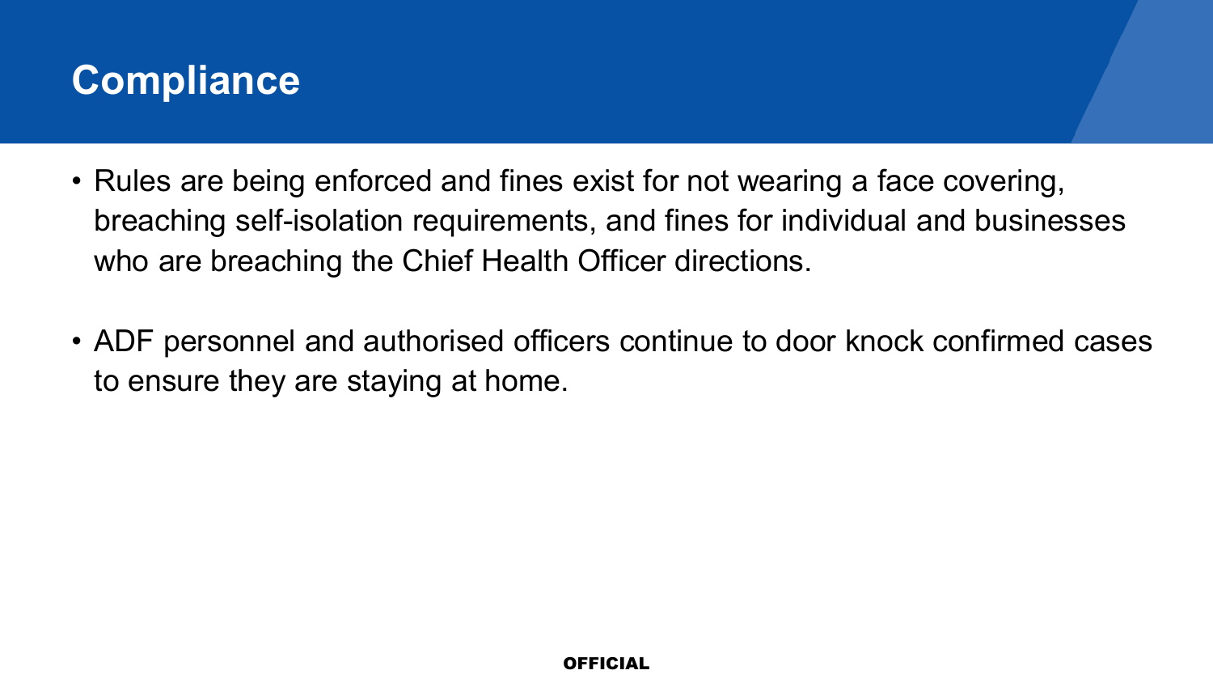# Compliance

- Rules are being enforced and fines exist for not wearing a face covering, breaching self-isolation requirements, and fines for individual and businesses who are breaching the Chief Health Officer directions.
- ADF personnel and authorised officers continue to door knock confirmed cases to ensure they are staying at home.

**OFFICIAL**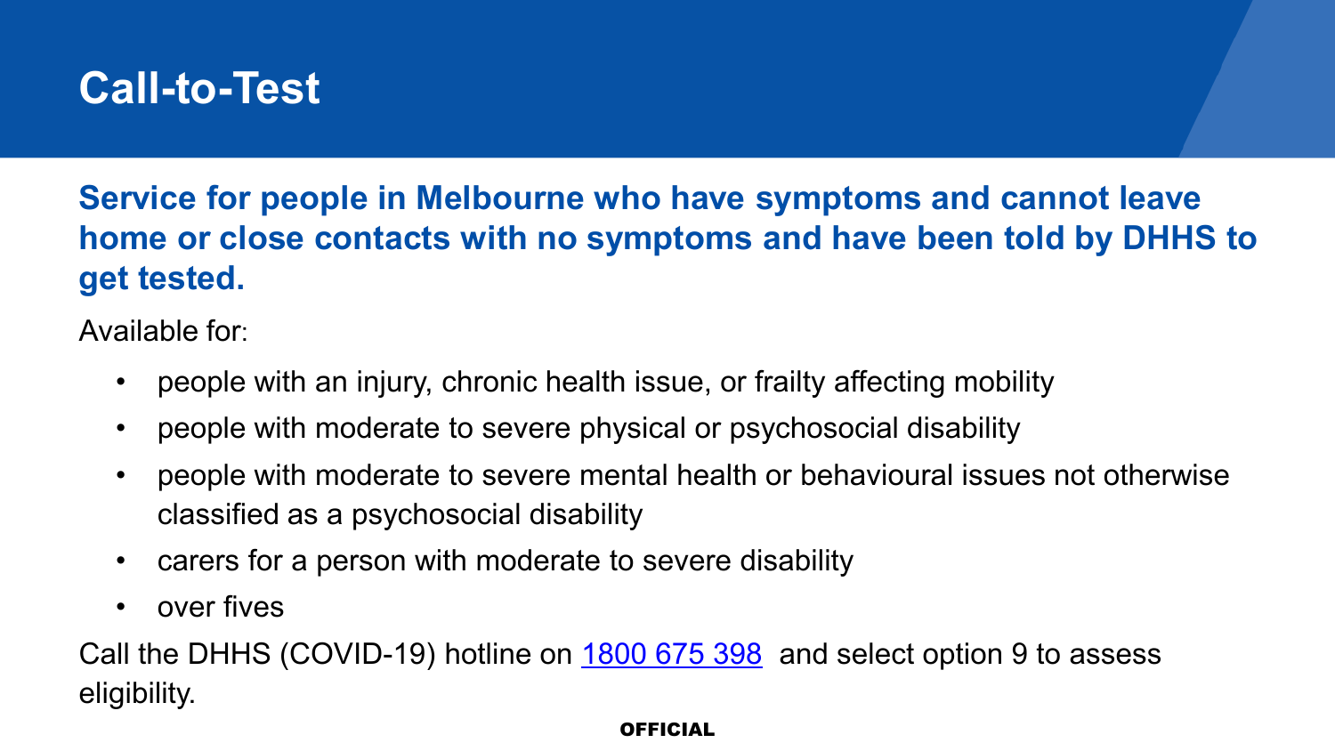# Call-to-Test

**Service for people in Melbourne who have symptoms and cannot leave home or close contacts with no symptoms and have been told by DHHS to get tested.**

Available for:

- people with an injury, chronic health issue, or frailty affecting mobility
- people with moderate to severe physical or psychosocial disability
- people with moderate to severe mental health or behavioural issues not otherwise classified as a psychosocial disability
- carers for a person with moderate to severe disability
- over fives

Call the DHHS (COVID-19) hotline on [1800 675 398](tel:1800675398) and select option 9 to assess eligibility.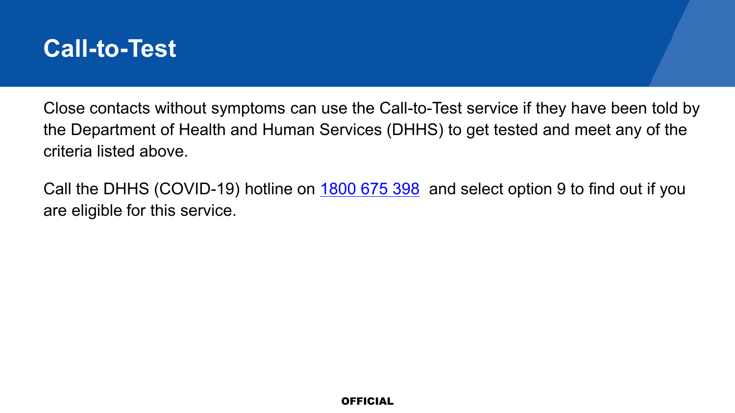# Call-to-Test

Close contacts without symptoms can use the Call-to-Test service if they have been told by the Department of Health and Human Services (DHHS) to get tested and meet any of the criteria listed above.

Call the DHHS (COVID-19) hotline on [1800 675 398](tel:1800675398) and select option 9 to find out if you are eligible for this service.

**OFFICIAL**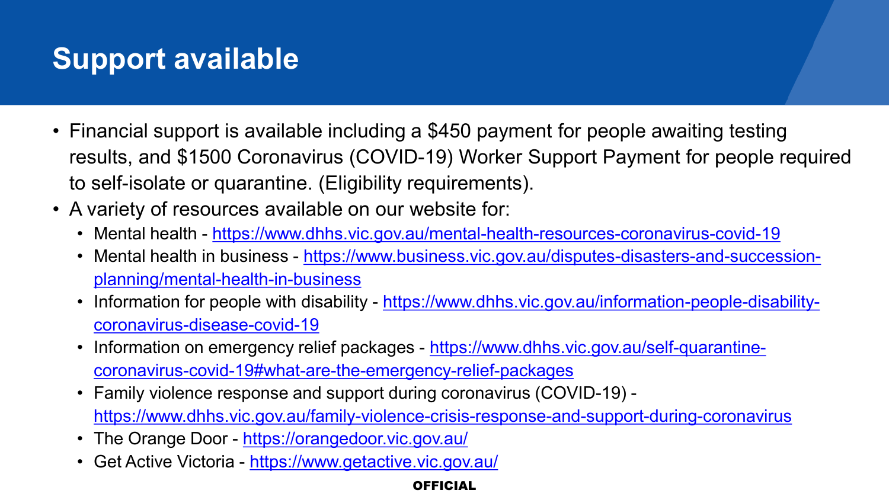# Support available

- Financial support is available including a $450 payment for people awaiting testing results, and $1500 Coronavirus (COVID-19) Worker Support Payment for people required to self-isolate or quarantine. (Eligibility requirements).
- A variety of resources available on our website for:
  - Mental health - https://www.dhhs.vic.gov.au/mental-health-resources-coronavirus-covid-19
  - Mental health in business - https://www.business.vic.gov.au/disputes-disasters-and-succession-planning/mental-health-in-business
  - Information for people with disability - https://www.dhhs.vic.gov.au/information-people-disability-coronavirus-disease-covid-19
  - Information on emergency relief packages - https://www.dhhs.vic.gov.au/self-quarantine-coronavirus-covid-19#what-are-the-emergency-relief-packages
  - Family violence response and support during coronavirus (COVID-19) - https://www.dhhs.vic.gov.au/family-violence-crisis-response-and-support-during-coronavirus
  - The Orange Door - https://orangedoor.vic.gov.au/
  - Get Active Victoria - https://www.getactive.vic.gov.au/

**OFFICIAL**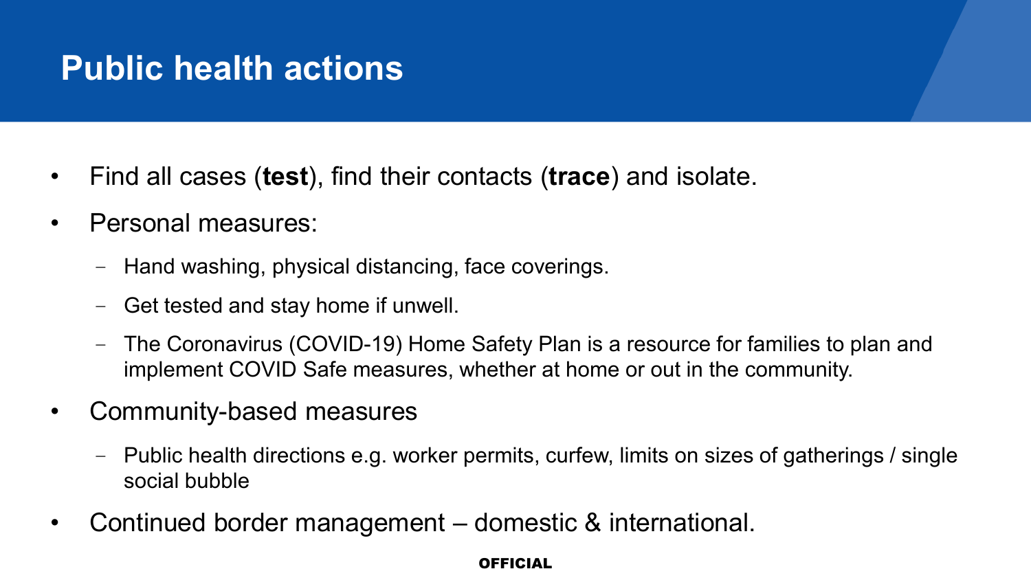# Public health actions

- Find all cases (**test**), find their contacts (**trace**) and isolate.
- Personal measures:
  - Hand washing, physical distancing, face coverings.
  - Get tested and stay home if unwell.
  - The Coronavirus (COVID-19) Home Safety Plan is a resource for families to plan and implement COVID Safe measures, whether at home or out in the community.
- Community-based measures
  - Public health directions e.g. worker permits, curfew, limits on sizes of gatherings / single social bubble
- Continued border management – domestic & international.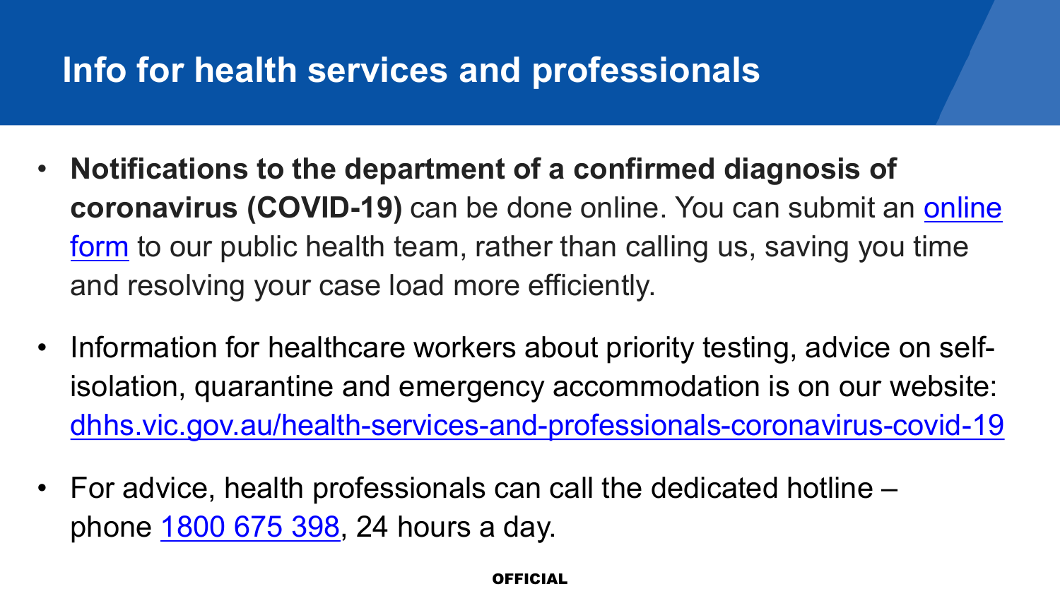# Info for health services and professionals

- **Notifications to the department of a confirmed diagnosis of coronavirus (COVID-19)** can be done online. You can submit an online form to our public health team, rather than calling us, saving you time and resolving your case load more efficiently.
- Information for healthcare workers about priority testing, advice on self-isolation, quarantine and emergency accommodation is on our website: dhhs.vic.gov.au/health-services-and-professionals-coronavirus-covid-19
- For advice, health professionals can call the dedicated hotline – phone 1800 675 398, 24 hours a day.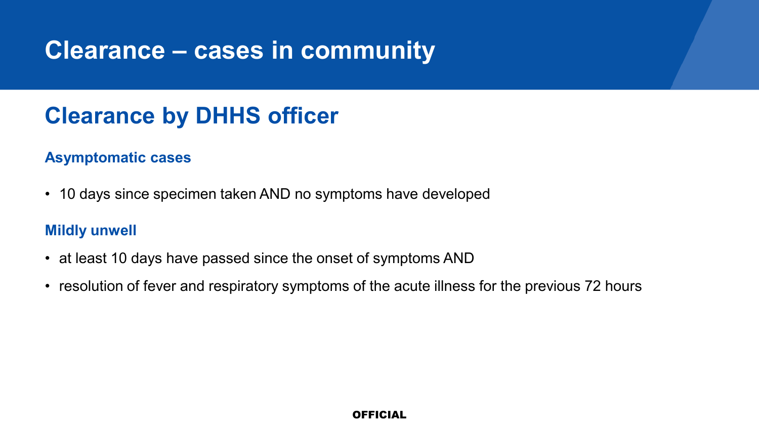# Clearance – cases in community

## Clearance by DHHS officer

### Asymptomatic cases

- 10 days since specimen taken AND no symptoms have developed

### Mildly unwell

- at least 10 days have passed since the onset of symptoms AND
- resolution of fever and respiratory symptoms of the acute illness for the previous 72 hours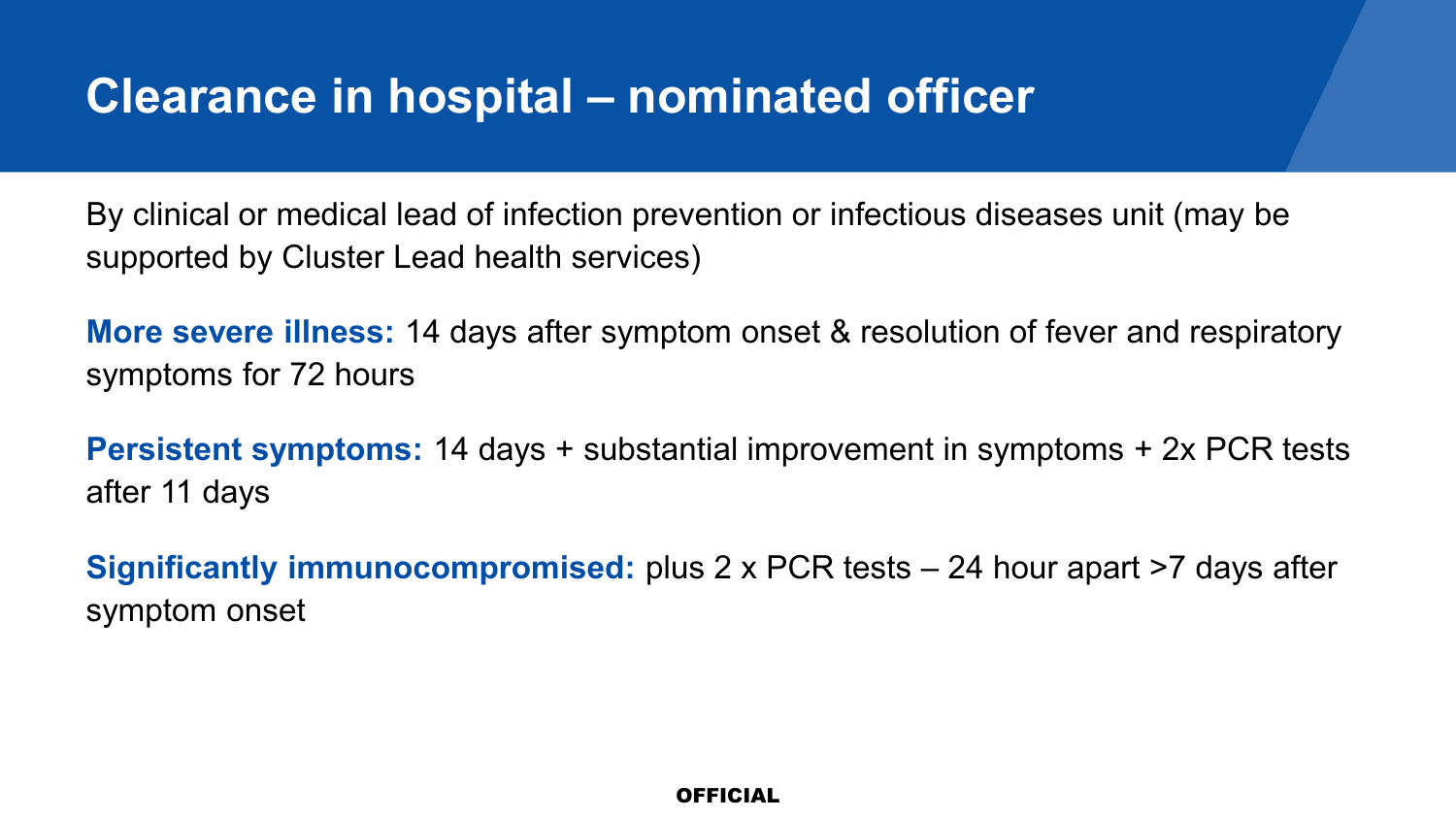# Clearance in hospital – nominated officer

By clinical or medical lead of infection prevention or infectious diseases unit (may be supported by Cluster Lead health services)

**More severe illness:** 14 days after symptom onset & resolution of fever and respiratory symptoms for 72 hours

**Persistent symptoms:** 14 days + substantial improvement in symptoms + 2x PCR tests after 11 days

**Significantly immunocompromised:** plus 2 x PCR tests – 24 hour apart >7 days after symptom onset

OFFICIAL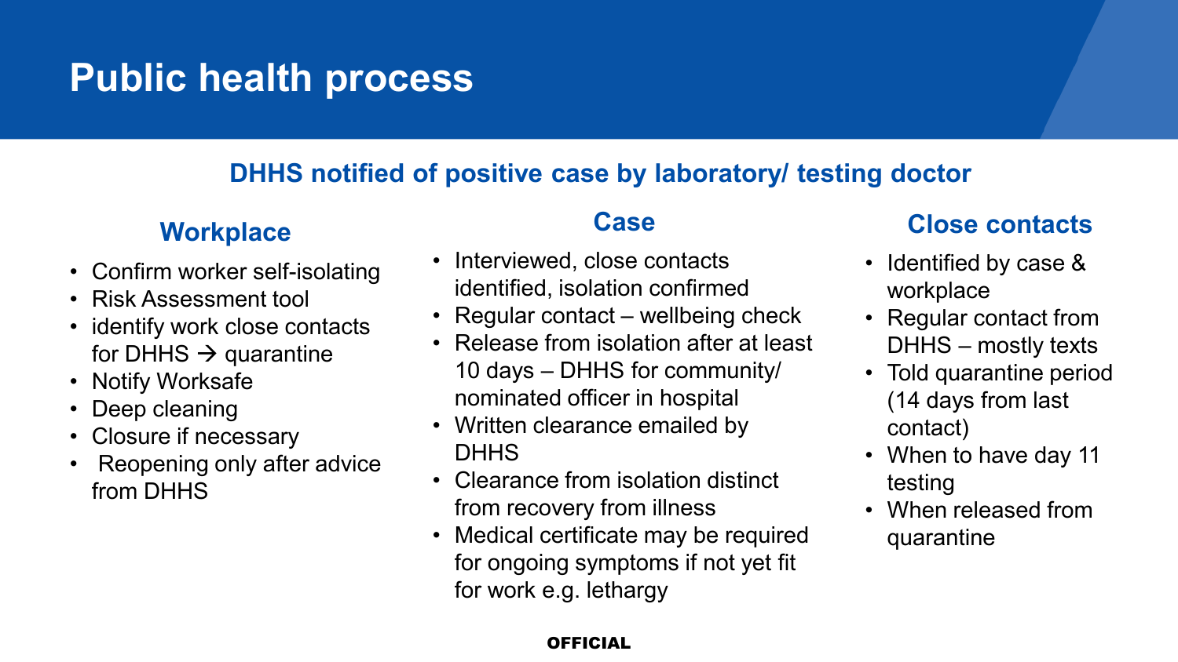# Public health process

## DHHS notified of positive case by laboratory/ testing doctor

### Workplace

- Confirm worker self-isolating
- Risk Assessment tool
- identify work close contacts for DHHS → quarantine
- Notify Worksafe
- Deep cleaning
- Closure if necessary
- Reopening only after advice from DHHS

### Case

- Interviewed, close contacts identified, isolation confirmed
- Regular contact – wellbeing check
- Release from isolation after at least 10 days – DHHS for community/ nominated officer in hospital
- Written clearance emailed by DHHS
- Clearance from isolation distinct from recovery from illness
- Medical certificate may be required for ongoing symptoms if not yet fit for work e.g. lethargy

### Close contacts

- Identified by case & workplace
- Regular contact from DHHS – mostly texts
- Told quarantine period (14 days from last contact)
- When to have day 11 testing
- When released from quarantine

OFFICIAL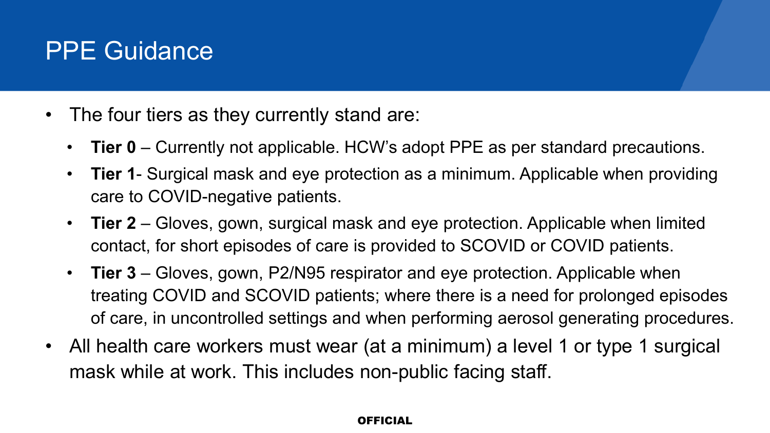# PPE Guidance

- The four tiers as they currently stand are:
  - **Tier 0** – Currently not applicable. HCW's adopt PPE as per standard precautions.
  - **Tier 1**- Surgical mask and eye protection as a minimum. Applicable when providing care to COVID-negative patients.
  - **Tier 2** – Gloves, gown, surgical mask and eye protection. Applicable when limited contact, for short episodes of care is provided to SCOVID or COVID patients.
  - **Tier 3** – Gloves, gown, P2/N95 respirator and eye protection. Applicable when treating COVID and SCOVID patients; where there is a need for prolonged episodes of care, in uncontrolled settings and when performing aerosol generating procedures.
- All health care workers must wear (at a minimum) a level 1 or type 1 surgical mask while at work. This includes non-public facing staff.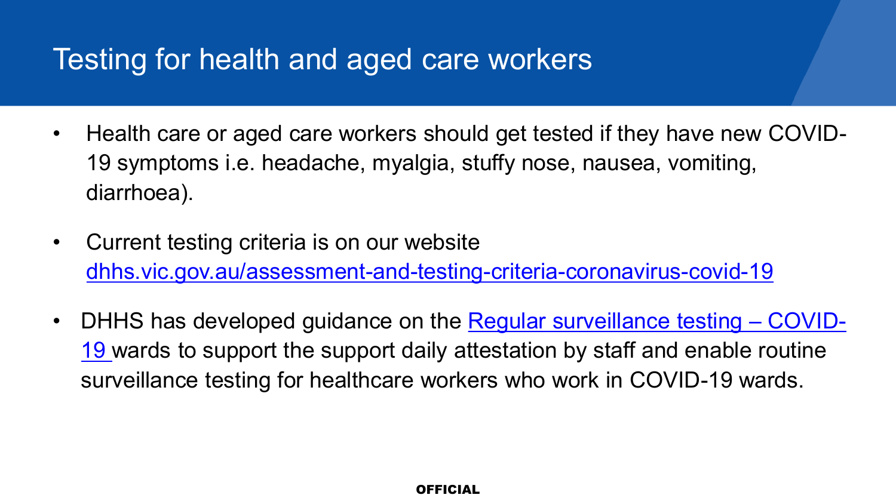# Testing for health and aged care workers

- Health care or aged care workers should get tested if they have new COVID-19 symptoms i.e. headache, myalgia, stuffy nose, nausea, vomiting, diarrhoea).
- Current testing criteria is on our website [dhhs.vic.gov.au/assessment-and-testing-criteria-coronavirus-covid-19](dhhs.vic.gov.au/assessment-and-testing-criteria-coronavirus-covid-19)
- DHHS has developed guidance on the [Regular surveillance testing – COVID-19](#) wards to support the support daily attestation by staff and enable routine surveillance testing for healthcare workers who work in COVID-19 wards.

**OFFICIAL**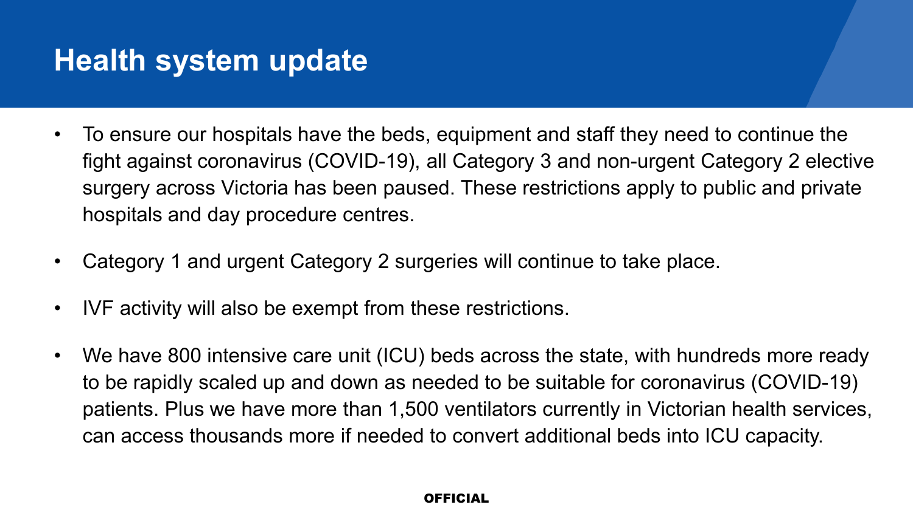# Health system update

- To ensure our hospitals have the beds, equipment and staff they need to continue the fight against coronavirus (COVID-19), all Category 3 and non-urgent Category 2 elective surgery across Victoria has been paused. These restrictions apply to public and private hospitals and day procedure centres.
- Category 1 and urgent Category 2 surgeries will continue to take place.
- IVF activity will also be exempt from these restrictions.
- We have 800 intensive care unit (ICU) beds across the state, with hundreds more ready to be rapidly scaled up and down as needed to be suitable for coronavirus (COVID-19) patients. Plus we have more than 1,500 ventilators currently in Victorian health services, can access thousands more if needed to convert additional beds into ICU capacity.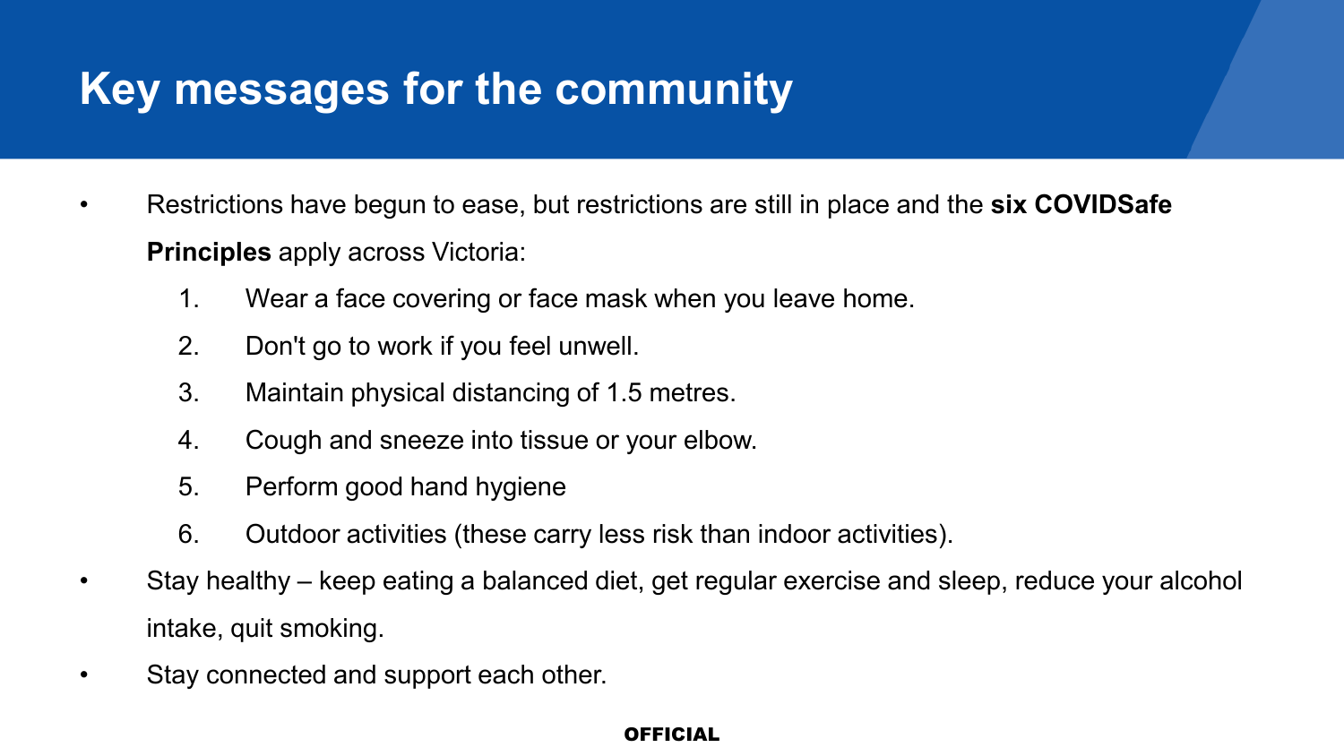# Key messages for the community

- Restrictions have begun to ease, but restrictions are still in place and the **six COVIDSafe Principles** apply across Victoria:
    1. Wear a face covering or face mask when you leave home.
    2. Don't go to work if you feel unwell.
    3. Maintain physical distancing of 1.5 metres.
    4. Cough and sneeze into tissue or your elbow.
    5. Perform good hand hygiene
    6. Outdoor activities (these carry less risk than indoor activities).
- Stay healthy – keep eating a balanced diet, get regular exercise and sleep, reduce your alcohol intake, quit smoking.
- Stay connected and support each other.

**OFFICIAL**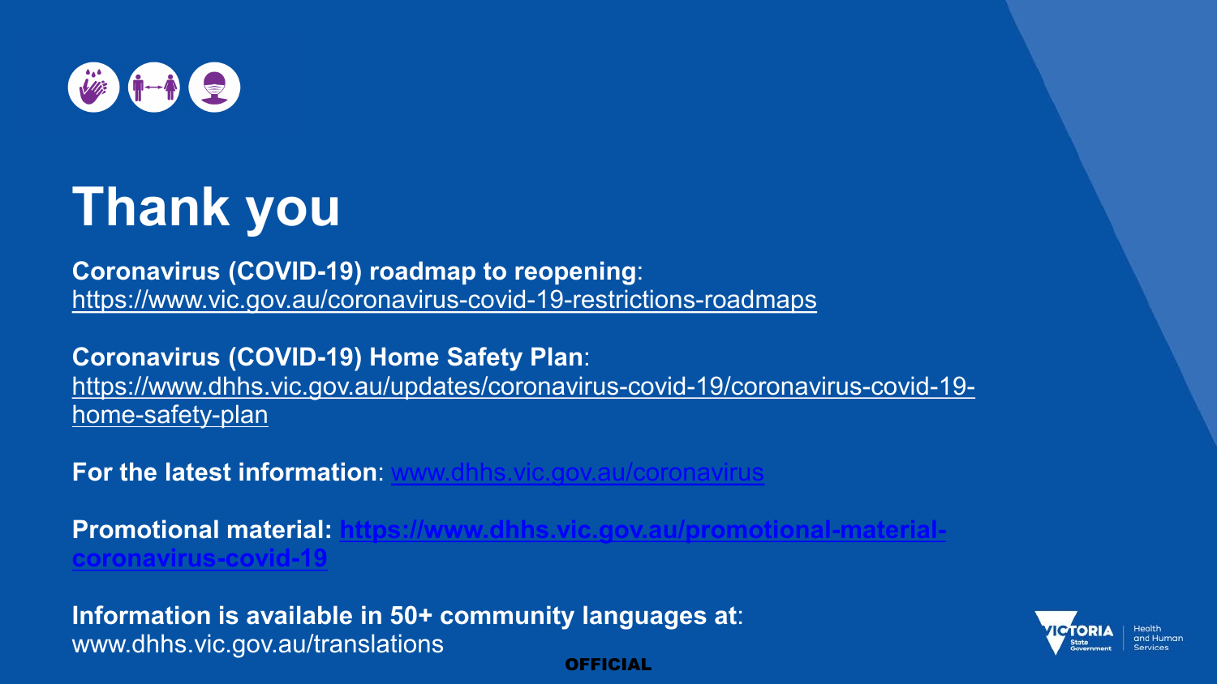# Thank you

**Coronavirus (COVID-19) roadmap to reopening**:
https://www.vic.gov.au/coronavirus-covid-19-restrictions-roadmaps

**Coronavirus (COVID-19) Home Safety Plan**:
https://www.dhhs.vic.gov.au/updates/coronavirus-covid-19/coronavirus-covid-19-home-safety-plan

**For the latest information**: www.dhhs.vic.gov.au/coronavirus

**Promotional material: https://www.dhhs.vic.gov.au/promotional-material-coronavirus-covid-19**

**Information is available in 50+ community languages at**:
www.dhhs.vic.gov.au/translations

OFFICIAL